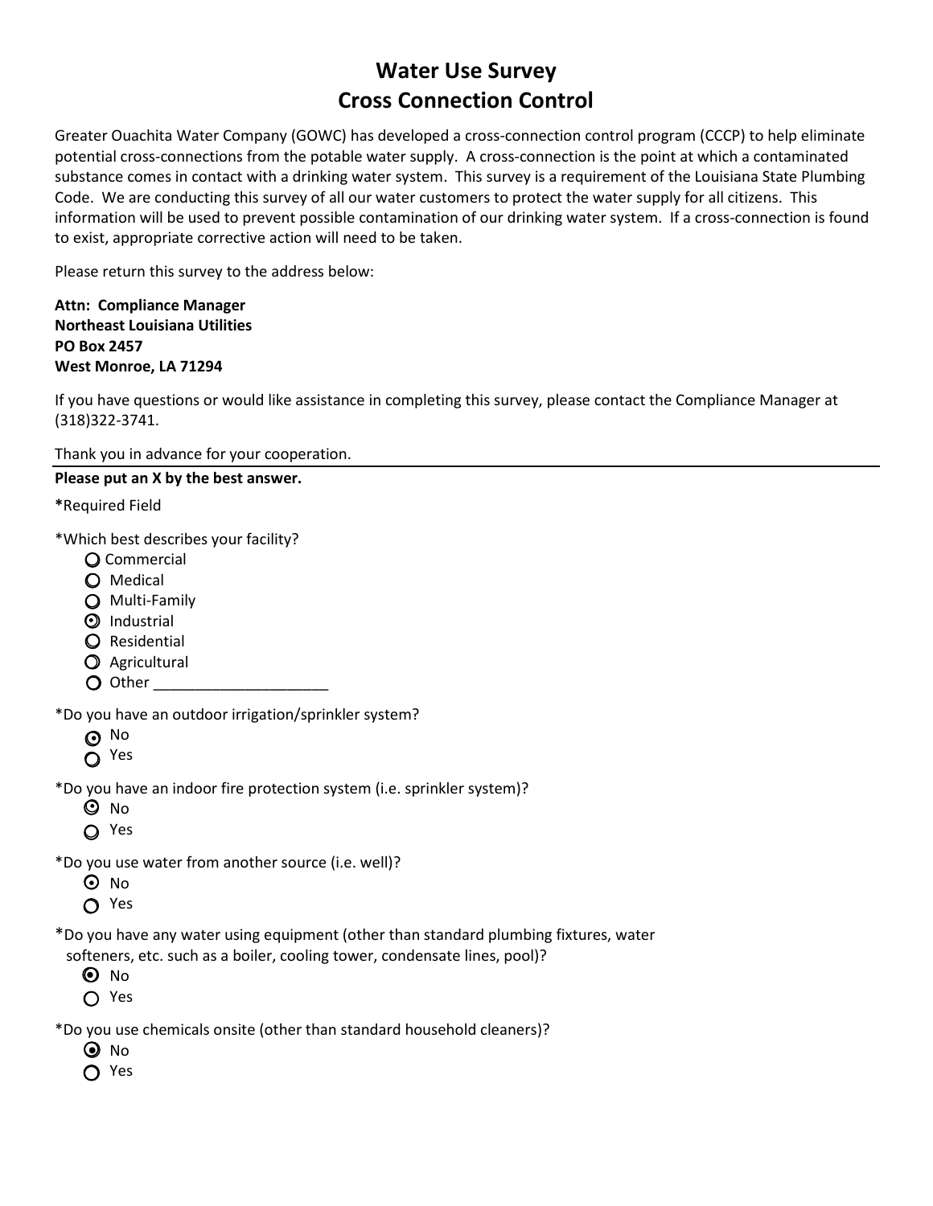# Water Use Survey
# Cross Connection Control

Greater Ouachita Water Company (GOWC) has developed a cross-connection control program (CCCP) to help eliminate potential cross-connections from the potable water supply. A cross-connection is the point at which a contaminated substance comes in contact with a drinking water system. This survey is a requirement of the Louisiana State Plumbing Code. We are conducting this survey of all our water customers to protect the water supply for all citizens. This information will be used to prevent possible contamination of our drinking water system. If a cross-connection is found to exist, appropriate corrective action will need to be taken.

Please return this survey to the address below:

**Attn: Compliance Manager**
**Northeast Louisiana Utilities**
**PO Box 2457**
**West Monroe, LA 71294**

If you have questions or would like assistance in completing this survey, please contact the Compliance Manager at (318)322-3741.

Thank you in advance for your cooperation.

---

**Please put an X by the best answer.**

**\***Required Field

*Which best describes your facility?

- ○ Commercial
- ○ Medical
- ○ Multi-Family
- ◉ Industrial
- ○ Residential
- ○ Agricultural
- ○ Other ____________________

*Do you have an outdoor irrigation/sprinkler system?

- ◉ No
- ○ Yes

*Do you have an indoor fire protection system (i.e. sprinkler system)?

- ◉ No
- ○ Yes

*Do you use water from another source (i.e. well)?

- ◉ No
- ○ Yes

*Do you have any water using equipment (other than standard plumbing fixtures, water softeners, etc. such as a boiler, cooling tower, condensate lines, pool)?

- ◉ No
- ○ Yes

*Do you use chemicals onsite (other than standard household cleaners)?

- ◉ No
- ○ Yes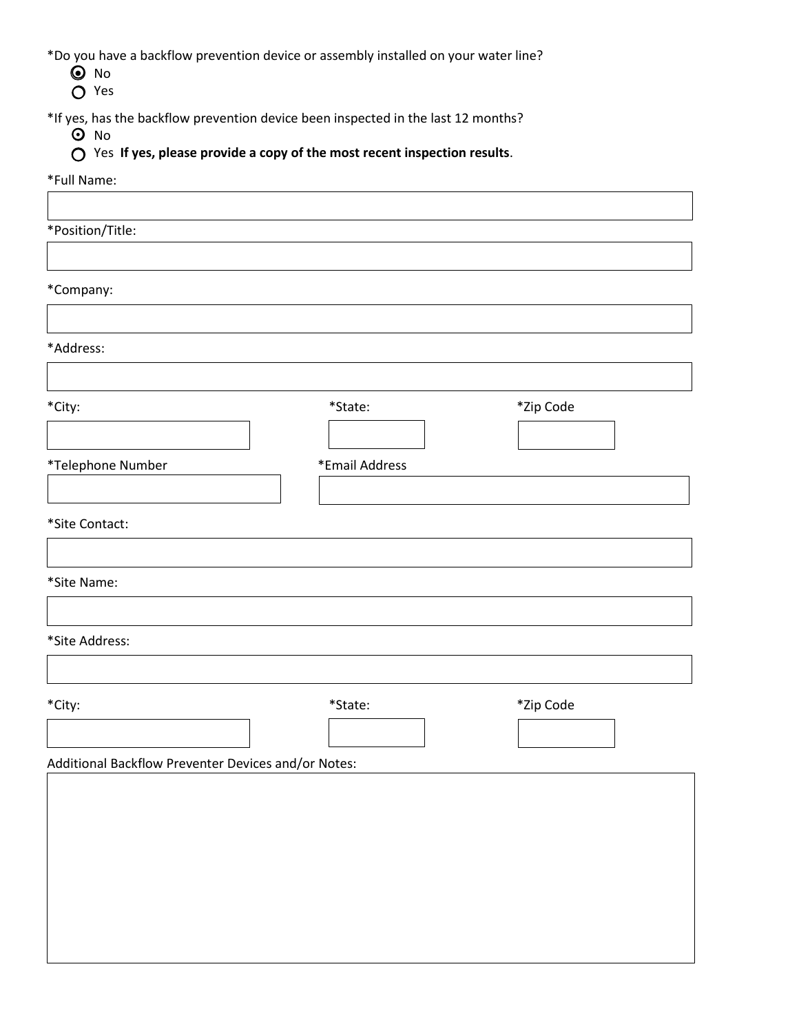*Do you have a backflow prevention device or assembly installed on your water line?

- ◉ No
- ○ Yes

*If yes, has the backflow prevention device been inspected in the last 12 months?

- ◉ No
- ○ Yes **If yes, please provide a copy of the most recent inspection results**.

*Full Name:

*Position/Title:

*Company:

*Address:

*City: *State: *Zip Code

*Telephone Number *Email Address

*Site Contact:

*Site Name:

*Site Address:

*City: *State: *Zip Code

Additional Backflow Preventer Devices and/or Notes: